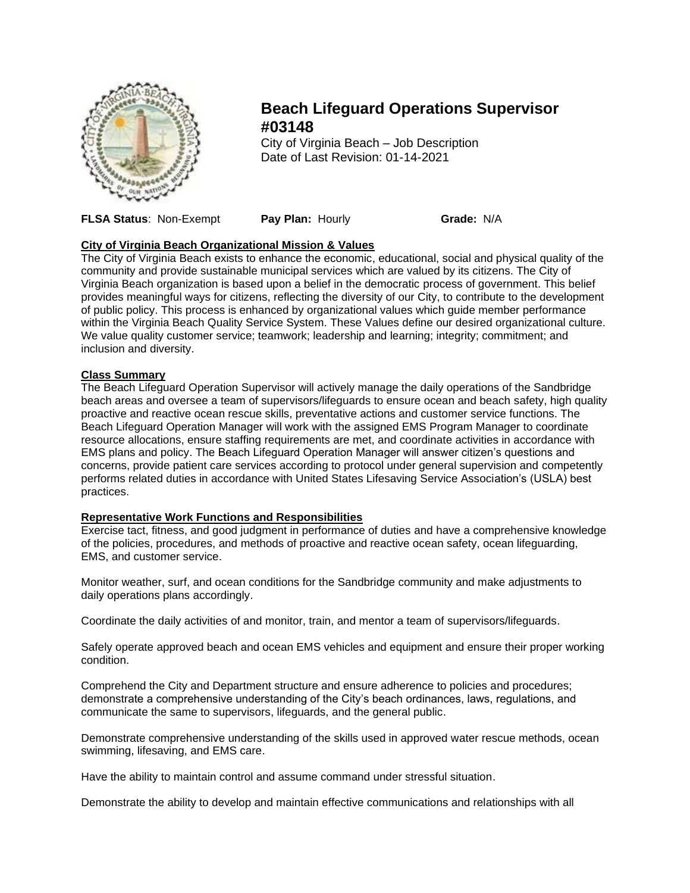# Beach Lifeguard Operations Supervisor #03148

City of Virginia Beach – Job Description
Date of Last Revision: 01-14-2021

**FLSA Status**: Non-Exempt **Pay Plan:** Hourly **Grade:** N/A

## City of Virginia Beach Organizational Mission & Values

The City of Virginia Beach exists to enhance the economic, educational, social and physical quality of the community and provide sustainable municipal services which are valued by its citizens. The City of Virginia Beach organization is based upon a belief in the democratic process of government. This belief provides meaningful ways for citizens, reflecting the diversity of our City, to contribute to the development of public policy. This process is enhanced by organizational values which guide member performance within the Virginia Beach Quality Service System. These Values define our desired organizational culture. We value quality customer service; teamwork; leadership and learning; integrity; commitment; and inclusion and diversity.

## Class Summary

The Beach Lifeguard Operation Supervisor will actively manage the daily operations of the Sandbridge beach areas and oversee a team of supervisors/lifeguards to ensure ocean and beach safety, high quality proactive and reactive ocean rescue skills, preventative actions and customer service functions. The Beach Lifeguard Operation Manager will work with the assigned EMS Program Manager to coordinate resource allocations, ensure staffing requirements are met, and coordinate activities in accordance with EMS plans and policy. The Beach Lifeguard Operation Manager will answer citizen's questions and concerns, provide patient care services according to protocol under general supervision and competently performs related duties in accordance with United States Lifesaving Service Association's (USLA) best practices.

## Representative Work Functions and Responsibilities

Exercise tact, fitness, and good judgment in performance of duties and have a comprehensive knowledge of the policies, procedures, and methods of proactive and reactive ocean safety, ocean lifeguarding, EMS, and customer service.

Monitor weather, surf, and ocean conditions for the Sandbridge community and make adjustments to daily operations plans accordingly.

Coordinate the daily activities of and monitor, train, and mentor a team of supervisors/lifeguards.

Safely operate approved beach and ocean EMS vehicles and equipment and ensure their proper working condition.

Comprehend the City and Department structure and ensure adherence to policies and procedures; demonstrate a comprehensive understanding of the City's beach ordinances, laws, regulations, and communicate the same to supervisors, lifeguards, and the general public.

Demonstrate comprehensive understanding of the skills used in approved water rescue methods, ocean swimming, lifesaving, and EMS care.

Have the ability to maintain control and assume command under stressful situation.

Demonstrate the ability to develop and maintain effective communications and relationships with all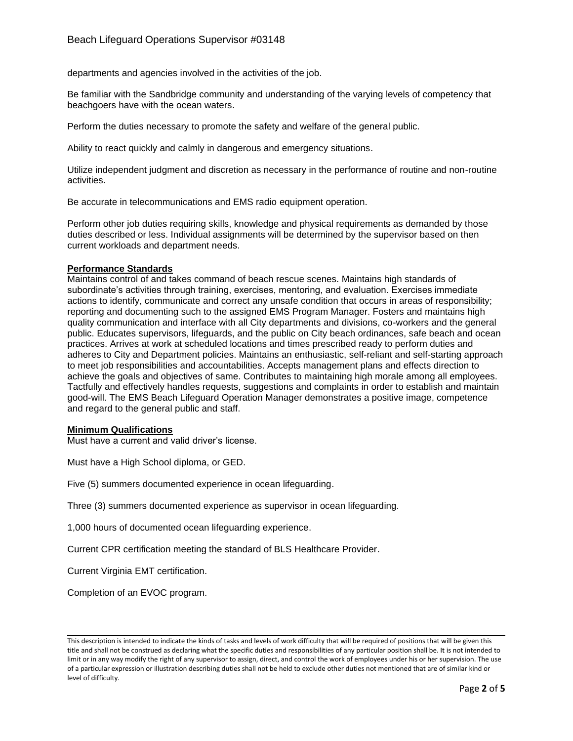departments and agencies involved in the activities of the job.

Be familiar with the Sandbridge community and understanding of the varying levels of competency that beachgoers have with the ocean waters.

Perform the duties necessary to promote the safety and welfare of the general public.

Ability to react quickly and calmly in dangerous and emergency situations.

Utilize independent judgment and discretion as necessary in the performance of routine and non-routine activities.

Be accurate in telecommunications and EMS radio equipment operation.

Perform other job duties requiring skills, knowledge and physical requirements as demanded by those duties described or less. Individual assignments will be determined by the supervisor based on then current workloads and department needs.

**Performance Standards**

Maintains control of and takes command of beach rescue scenes. Maintains high standards of subordinate's activities through training, exercises, mentoring, and evaluation. Exercises immediate actions to identify, communicate and correct any unsafe condition that occurs in areas of responsibility; reporting and documenting such to the assigned EMS Program Manager. Fosters and maintains high quality communication and interface with all City departments and divisions, co-workers and the general public. Educates supervisors, lifeguards, and the public on City beach ordinances, safe beach and ocean practices. Arrives at work at scheduled locations and times prescribed ready to perform duties and adheres to City and Department policies. Maintains an enthusiastic, self-reliant and self-starting approach to meet job responsibilities and accountabilities. Accepts management plans and effects direction to achieve the goals and objectives of same. Contributes to maintaining high morale among all employees. Tactfully and effectively handles requests, suggestions and complaints in order to establish and maintain good-will. The EMS Beach Lifeguard Operation Manager demonstrates a positive image, competence and regard to the general public and staff.

**Minimum Qualifications**

Must have a current and valid driver's license.

Must have a High School diploma, or GED.

Five (5) summers documented experience in ocean lifeguarding.

Three (3) summers documented experience as supervisor in ocean lifeguarding.

1,000 hours of documented ocean lifeguarding experience.

Current CPR certification meeting the standard of BLS Healthcare Provider.

Current Virginia EMT certification.

Completion of an EVOC program.

This description is intended to indicate the kinds of tasks and levels of work difficulty that will be required of positions that will be given this title and shall not be construed as declaring what the specific duties and responsibilities of any particular position shall be. It is not intended to limit or in any way modify the right of any supervisor to assign, direct, and control the work of employees under his or her supervision. The use of a particular expression or illustration describing duties shall not be held to exclude other duties not mentioned that are of similar kind or level of difficulty.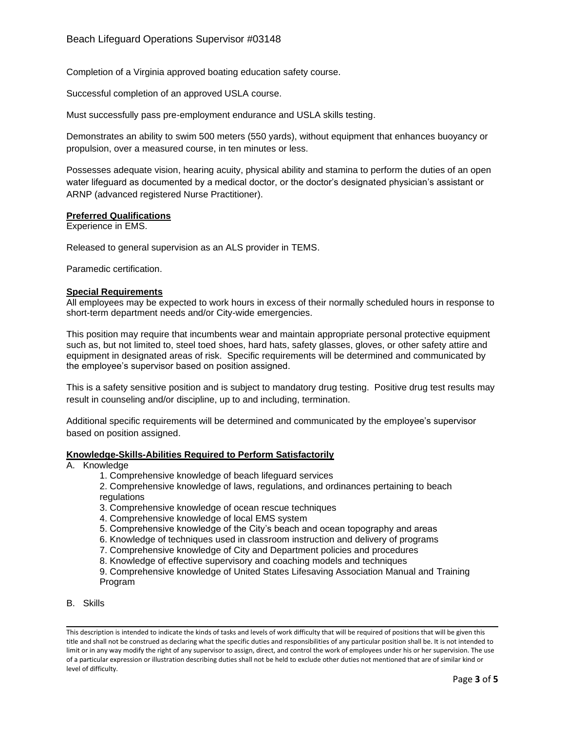Completion of a Virginia approved boating education safety course.

Successful completion of an approved USLA course.

Must successfully pass pre-employment endurance and USLA skills testing.

Demonstrates an ability to swim 500 meters (550 yards), without equipment that enhances buoyancy or propulsion, over a measured course, in ten minutes or less.

Possesses adequate vision, hearing acuity, physical ability and stamina to perform the duties of an open water lifeguard as documented by a medical doctor, or the doctor's designated physician's assistant or ARNP (advanced registered Nurse Practitioner).

**Preferred Qualifications**

Experience in EMS.

Released to general supervision as an ALS provider in TEMS.

Paramedic certification.

**Special Requirements**

All employees may be expected to work hours in excess of their normally scheduled hours in response to short-term department needs and/or City-wide emergencies.

This position may require that incumbents wear and maintain appropriate personal protective equipment such as, but not limited to, steel toed shoes, hard hats, safety glasses, gloves, or other safety attire and equipment in designated areas of risk. Specific requirements will be determined and communicated by the employee's supervisor based on position assigned.

This is a safety sensitive position and is subject to mandatory drug testing. Positive drug test results may result in counseling and/or discipline, up to and including, termination.

Additional specific requirements will be determined and communicated by the employee's supervisor based on position assigned.

**Knowledge-Skills-Abilities Required to Perform Satisfactorily**

A. Knowledge
   1. Comprehensive knowledge of beach lifeguard services
   2. Comprehensive knowledge of laws, regulations, and ordinances pertaining to beach regulations
   3. Comprehensive knowledge of ocean rescue techniques
   4. Comprehensive knowledge of local EMS system
   5. Comprehensive knowledge of the City's beach and ocean topography and areas
   6. Knowledge of techniques used in classroom instruction and delivery of programs
   7. Comprehensive knowledge of City and Department policies and procedures
   8. Knowledge of effective supervisory and coaching models and techniques
   9. Comprehensive knowledge of United States Lifesaving Association Manual and Training Program

B. Skills

This description is intended to indicate the kinds of tasks and levels of work difficulty that will be required of positions that will be given this title and shall not be construed as declaring what the specific duties and responsibilities of any particular position shall be. It is not intended to limit or in any way modify the right of any supervisor to assign, direct, and control the work of employees under his or her supervision. The use of a particular expression or illustration describing duties shall not be held to exclude other duties not mentioned that are of similar kind or level of difficulty.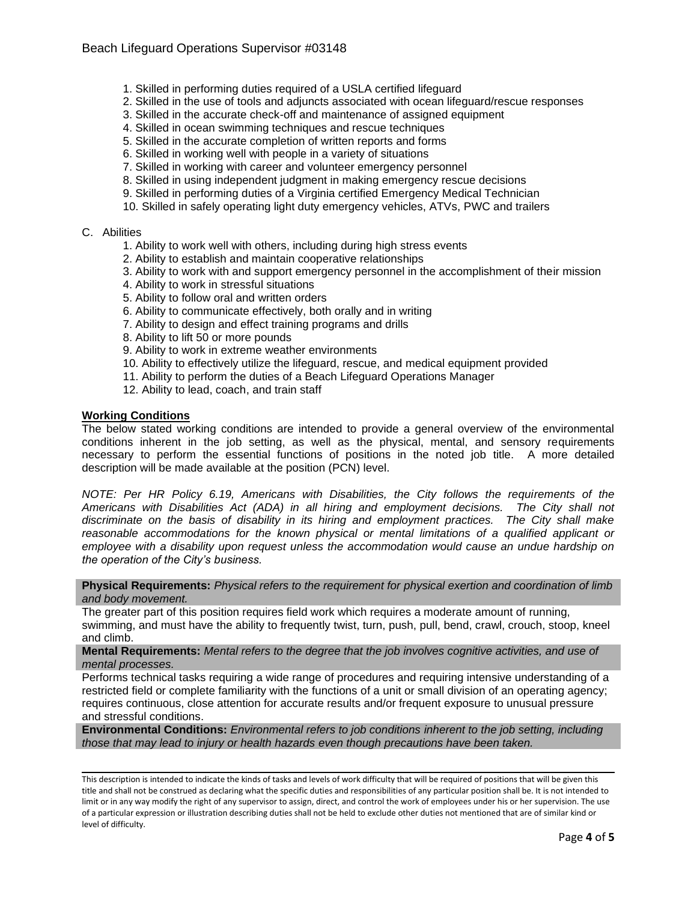1. Skilled in performing duties required of a USLA certified lifeguard
2. Skilled in the use of tools and adjuncts associated with ocean lifeguard/rescue responses
3. Skilled in the accurate check-off and maintenance of assigned equipment
4. Skilled in ocean swimming techniques and rescue techniques
5. Skilled in the accurate completion of written reports and forms
6. Skilled in working well with people in a variety of situations
7. Skilled in working with career and volunteer emergency personnel
8. Skilled in using independent judgment in making emergency rescue decisions
9. Skilled in performing duties of a Virginia certified Emergency Medical Technician
10. Skilled in safely operating light duty emergency vehicles, ATVs, PWC and trailers

C. Abilities

1. Ability to work well with others, including during high stress events
2. Ability to establish and maintain cooperative relationships
3. Ability to work with and support emergency personnel in the accomplishment of their mission
4. Ability to work in stressful situations
5. Ability to follow oral and written orders
6. Ability to communicate effectively, both orally and in writing
7. Ability to design and effect training programs and drills
8. Ability to lift 50 or more pounds
9. Ability to work in extreme weather environments
10. Ability to effectively utilize the lifeguard, rescue, and medical equipment provided
11. Ability to perform the duties of a Beach Lifeguard Operations Manager
12. Ability to lead, coach, and train staff

## Working Conditions

The below stated working conditions are intended to provide a general overview of the environmental conditions inherent in the job setting, as well as the physical, mental, and sensory requirements necessary to perform the essential functions of positions in the noted job title. A more detailed description will be made available at the position (PCN) level.

*NOTE: Per HR Policy 6.19, Americans with Disabilities, the City follows the requirements of the Americans with Disabilities Act (ADA) in all hiring and employment decisions. The City shall not discriminate on the basis of disability in its hiring and employment practices. The City shall make reasonable accommodations for the known physical or mental limitations of a qualified applicant or employee with a disability upon request unless the accommodation would cause an undue hardship on the operation of the City's business.*

**Physical Requirements:** *Physical refers to the requirement for physical exertion and coordination of limb and body movement.*

The greater part of this position requires field work which requires a moderate amount of running, swimming, and must have the ability to frequently twist, turn, push, pull, bend, crawl, crouch, stoop, kneel and climb.

**Mental Requirements:** *Mental refers to the degree that the job involves cognitive activities, and use of mental processes.*

Performs technical tasks requiring a wide range of procedures and requiring intensive understanding of a restricted field or complete familiarity with the functions of a unit or small division of an operating agency; requires continuous, close attention for accurate results and/or frequent exposure to unusual pressure and stressful conditions.

**Environmental Conditions:** *Environmental refers to job conditions inherent to the job setting, including those that may lead to injury or health hazards even though precautions have been taken.*

This description is intended to indicate the kinds of tasks and levels of work difficulty that will be required of positions that will be given this title and shall not be construed as declaring what the specific duties and responsibilities of any particular position shall be. It is not intended to limit or in any way modify the right of any supervisor to assign, direct, and control the work of employees under his or her supervision. The use of a particular expression or illustration describing duties shall not be held to exclude other duties not mentioned that are of similar kind or level of difficulty.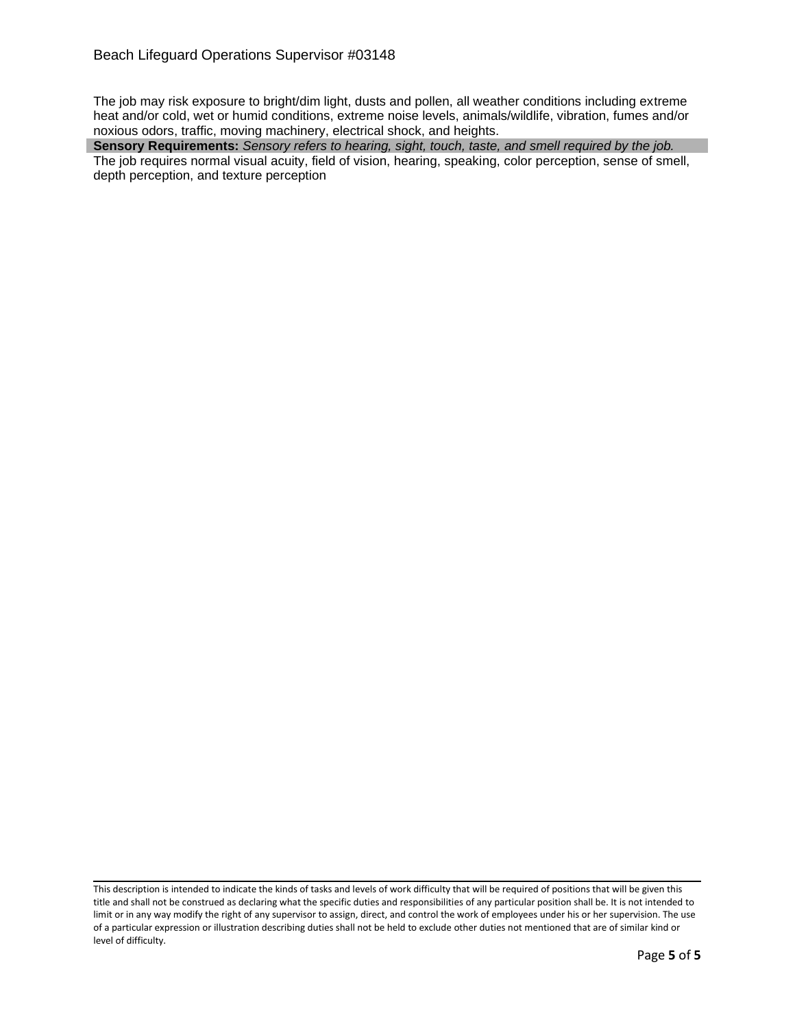The job may risk exposure to bright/dim light, dusts and pollen, all weather conditions including extreme heat and/or cold, wet or humid conditions, extreme noise levels, animals/wildlife, vibration, fumes and/or noxious odors, traffic, moving machinery, electrical shock, and heights.

**Sensory Requirements:** *Sensory refers to hearing, sight, touch, taste, and smell required by the job.*

The job requires normal visual acuity, field of vision, hearing, speaking, color perception, sense of smell, depth perception, and texture perception

This description is intended to indicate the kinds of tasks and levels of work difficulty that will be required of positions that will be given this title and shall not be construed as declaring what the specific duties and responsibilities of any particular position shall be. It is not intended to limit or in any way modify the right of any supervisor to assign, direct, and control the work of employees under his or her supervision. The use of a particular expression or illustration describing duties shall not be held to exclude other duties not mentioned that are of similar kind or level of difficulty.